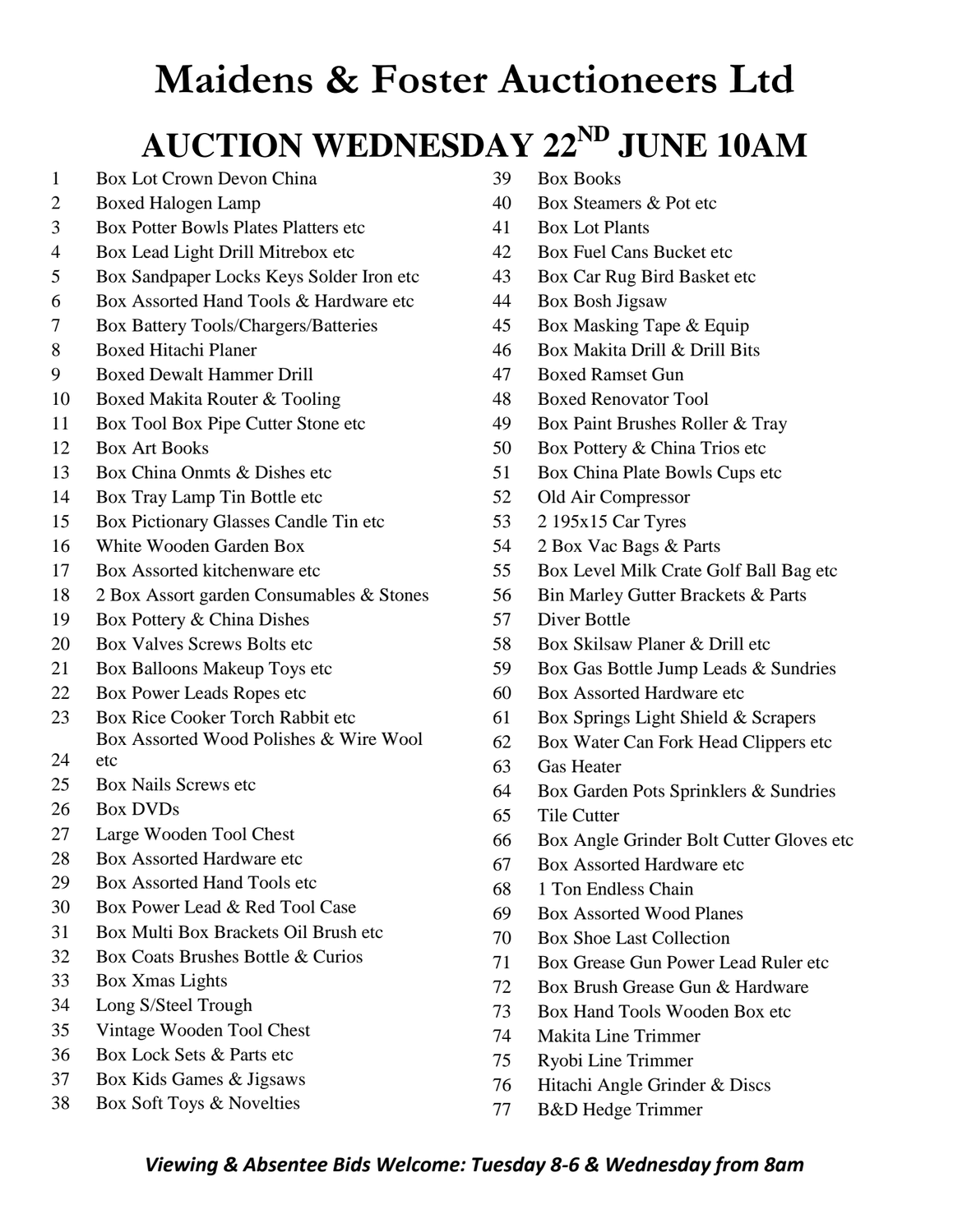# Maidens & Foster Auctioneers Ltd

## AUCTION WEDNESDAY 22ND JUNE 10AM

| Lot | Description |
|---|---|
| 1 | Box Lot Crown Devon China |
| 2 | Boxed Halogen Lamp |
| 3 | Box Potter Bowls Plates Platters etc |
| 4 | Box Lead Light Drill Mitrebox etc |
| 5 | Box Sandpaper Locks Keys Solder Iron etc |
| 6 | Box Assorted Hand Tools & Hardware etc |
| 7 | Box Battery Tools/Chargers/Batteries |
| 8 | Boxed Hitachi Planer |
| 9 | Boxed Dewalt Hammer Drill |
| 10 | Boxed Makita Router & Tooling |
| 11 | Box Tool Box Pipe Cutter Stone etc |
| 12 | Box Art Books |
| 13 | Box China Onmts & Dishes etc |
| 14 | Box Tray Lamp Tin Bottle etc |
| 15 | Box Pictionary Glasses Candle Tin etc |
| 16 | White Wooden Garden Box |
| 17 | Box Assorted kitchenware etc |
| 18 | 2 Box Assort garden Consumables & Stones |
| 19 | Box Pottery & China Dishes |
| 20 | Box Valves Screws Bolts etc |
| 21 | Box Balloons Makeup Toys etc |
| 22 | Box Power Leads Ropes etc |
| 23 | Box Rice Cooker Torch Rabbit etc |
| 24 | Box Assorted Wood Polishes & Wire Wool etc |
| 25 | Box Nails Screws etc |
| 26 | Box DVDs |
| 27 | Large Wooden Tool Chest |
| 28 | Box Assorted Hardware etc |
| 29 | Box Assorted Hand Tools etc |
| 30 | Box Power Lead & Red Tool Case |
| 31 | Box Multi Box Brackets Oil Brush etc |
| 32 | Box Coats Brushes Bottle & Curios |
| 33 | Box Xmas Lights |
| 34 | Long S/Steel Trough |
| 35 | Vintage Wooden Tool Chest |
| 36 | Box Lock Sets & Parts etc |
| 37 | Box Kids Games & Jigsaws |
| 38 | Box Soft Toys & Novelties |
| 39 | Box Books |
| 40 | Box Steamers & Pot etc |
| 41 | Box Lot Plants |
| 42 | Box Fuel Cans Bucket etc |
| 43 | Box Car Rug Bird Basket etc |
| 44 | Box Bosh Jigsaw |
| 45 | Box Masking Tape & Equip |
| 46 | Box Makita Drill & Drill Bits |
| 47 | Boxed Ramset Gun |
| 48 | Boxed Renovator Tool |
| 49 | Box Paint Brushes Roller & Tray |
| 50 | Box Pottery & China Trios etc |
| 51 | Box China Plate Bowls Cups etc |
| 52 | Old Air Compressor |
| 53 | 2 195x15 Car Tyres |
| 54 | 2 Box Vac Bags & Parts |
| 55 | Box Level Milk Crate Golf Ball Bag etc |
| 56 | Bin Marley Gutter Brackets & Parts |
| 57 | Diver Bottle |
| 58 | Box Skilsaw Planer & Drill etc |
| 59 | Box Gas Bottle Jump Leads & Sundries |
| 60 | Box Assorted Hardware etc |
| 61 | Box Springs Light Shield & Scrapers |
| 62 | Box Water Can Fork Head Clippers etc |
| 63 | Gas Heater |
| 64 | Box Garden Pots Sprinklers & Sundries |
| 65 | Tile Cutter |
| 66 | Box Angle Grinder Bolt Cutter Gloves etc |
| 67 | Box Assorted Hardware etc |
| 68 | 1 Ton Endless Chain |
| 69 | Box Assorted Wood Planes |
| 70 | Box Shoe Last Collection |
| 71 | Box Grease Gun Power Lead Ruler etc |
| 72 | Box Brush Grease Gun & Hardware |
| 73 | Box Hand Tools Wooden Box etc |
| 74 | Makita Line Trimmer |
| 75 | Ryobi Line Trimmer |
| 76 | Hitachi Angle Grinder & Discs |
| 77 | B&D Hedge Trimmer |

***Viewing & Absentee Bids Welcome: Tuesday 8-6 & Wednesday from 8am***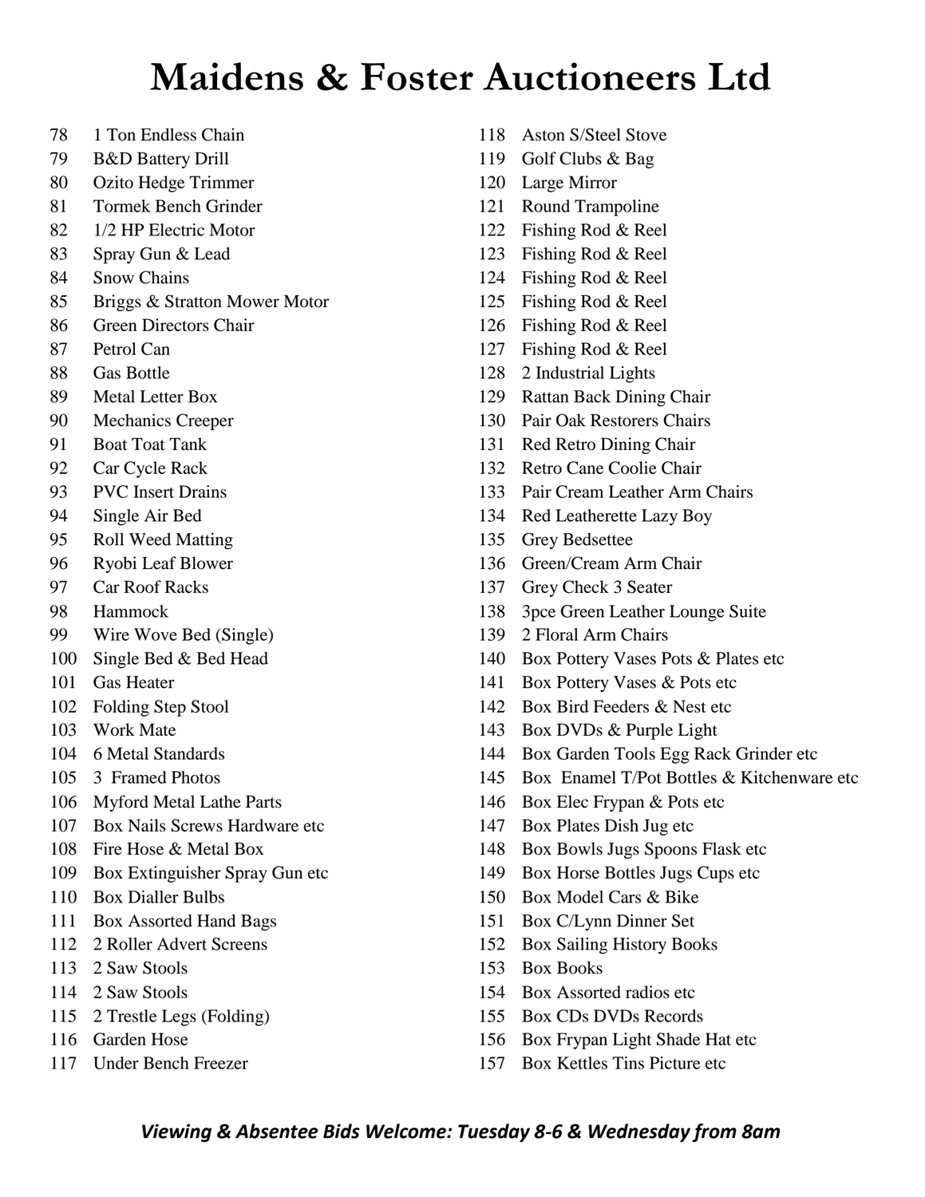# Maidens & Foster Auctioneers Ltd

78 1 Ton Endless Chain
79 B&D Battery Drill
80 Ozito Hedge Trimmer
81 Tormek Bench Grinder
82 1/2 HP Electric Motor
83 Spray Gun & Lead
84 Snow Chains
85 Briggs & Stratton Mower Motor
86 Green Directors Chair
87 Petrol Can
88 Gas Bottle
89 Metal Letter Box
90 Mechanics Creeper
91 Boat Toat Tank
92 Car Cycle Rack
93 PVC Insert Drains
94 Single Air Bed
95 Roll Weed Matting
96 Ryobi Leaf Blower
97 Car Roof Racks
98 Hammock
99 Wire Wove Bed (Single)
100 Single Bed & Bed Head
101 Gas Heater
102 Folding Step Stool
103 Work Mate
104 6 Metal Standards
105 3 Framed Photos
106 Myford Metal Lathe Parts
107 Box Nails Screws Hardware etc
108 Fire Hose & Metal Box
109 Box Extinguisher Spray Gun etc
110 Box Dialler Bulbs
111 Box Assorted Hand Bags
112 2 Roller Advert Screens
113 2 Saw Stools
114 2 Saw Stools
115 2 Trestle Legs (Folding)
116 Garden Hose
117 Under Bench Freezer
118 Aston S/Steel Stove
119 Golf Clubs & Bag
120 Large Mirror
121 Round Trampoline
122 Fishing Rod & Reel
123 Fishing Rod & Reel
124 Fishing Rod & Reel
125 Fishing Rod & Reel
126 Fishing Rod & Reel
127 Fishing Rod & Reel
128 2 Industrial Lights
129 Rattan Back Dining Chair
130 Pair Oak Restorers Chairs
131 Red Retro Dining Chair
132 Retro Cane Coolie Chair
133 Pair Cream Leather Arm Chairs
134 Red Leatherette Lazy Boy
135 Grey Bedsettee
136 Green/Cream Arm Chair
137 Grey Check 3 Seater
138 3pce Green Leather Lounge Suite
139 2 Floral Arm Chairs
140 Box Pottery Vases Pots & Plates etc
141 Box Pottery Vases & Pots etc
142 Box Bird Feeders & Nest etc
143 Box DVDs & Purple Light
144 Box Garden Tools Egg Rack Grinder etc
145 Box Enamel T/Pot Bottles & Kitchenware etc
146 Box Elec Frypan & Pots etc
147 Box Plates Dish Jug etc
148 Box Bowls Jugs Spoons Flask etc
149 Box Horse Bottles Jugs Cups etc
150 Box Model Cars & Bike
151 Box C/Lynn Dinner Set
152 Box Sailing History Books
153 Box Books
154 Box Assorted radios etc
155 Box CDs DVDs Records
156 Box Frypan Light Shade Hat etc
157 Box Kettles Tins Picture etc

***Viewing & Absentee Bids Welcome: Tuesday 8-6 & Wednesday from 8am***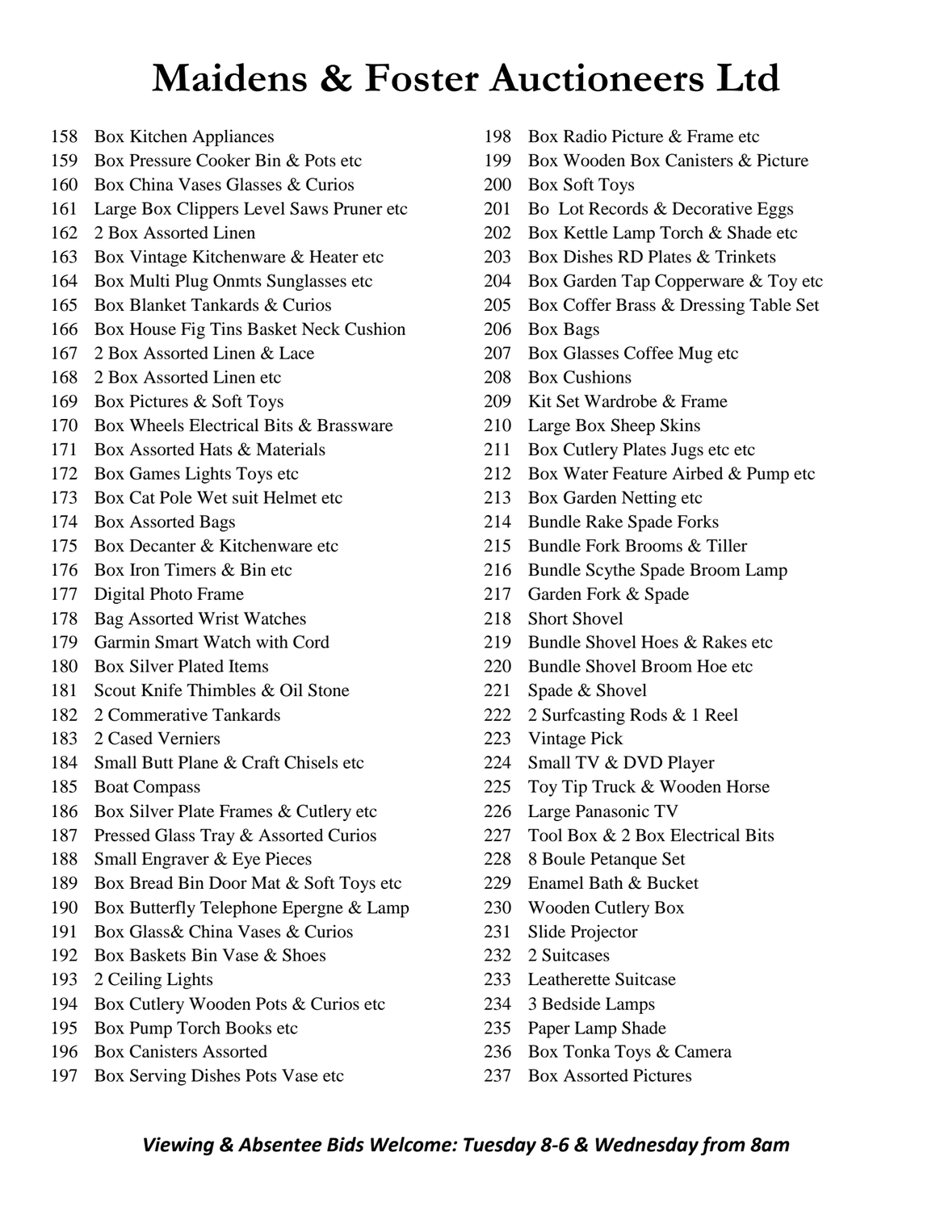# Maidens & Foster Auctioneers Ltd

158 Box Kitchen Appliances
159 Box Pressure Cooker Bin & Pots etc
160 Box China Vases Glasses & Curios
161 Large Box Clippers Level Saws Pruner etc
162 2 Box Assorted Linen
163 Box Vintage Kitchenware & Heater etc
164 Box Multi Plug Onmts Sunglasses etc
165 Box Blanket Tankards & Curios
166 Box House Fig Tins Basket Neck Cushion
167 2 Box Assorted Linen & Lace
168 2 Box Assorted Linen etc
169 Box Pictures & Soft Toys
170 Box Wheels Electrical Bits & Brassware
171 Box Assorted Hats & Materials
172 Box Games Lights Toys etc
173 Box Cat Pole Wet suit Helmet etc
174 Box Assorted Bags
175 Box Decanter & Kitchenware etc
176 Box Iron Timers & Bin etc
177 Digital Photo Frame
178 Bag Assorted Wrist Watches
179 Garmin Smart Watch with Cord
180 Box Silver Plated Items
181 Scout Knife Thimbles & Oil Stone
182 2 Commerative Tankards
183 2 Cased Verniers
184 Small Butt Plane & Craft Chisels etc
185 Boat Compass
186 Box Silver Plate Frames & Cutlery etc
187 Pressed Glass Tray & Assorted Curios
188 Small Engraver & Eye Pieces
189 Box Bread Bin Door Mat & Soft Toys etc
190 Box Butterfly Telephone Epergne & Lamp
191 Box Glass& China Vases & Curios
192 Box Baskets Bin Vase & Shoes
193 2 Ceiling Lights
194 Box Cutlery Wooden Pots & Curios etc
195 Box Pump Torch Books etc
196 Box Canisters Assorted
197 Box Serving Dishes Pots Vase etc
198 Box Radio Picture & Frame etc
199 Box Wooden Box Canisters & Picture
200 Box Soft Toys
201 Bo Lot Records & Decorative Eggs
202 Box Kettle Lamp Torch & Shade etc
203 Box Dishes RD Plates & Trinkets
204 Box Garden Tap Copperware & Toy etc
205 Box Coffer Brass & Dressing Table Set
206 Box Bags
207 Box Glasses Coffee Mug etc
208 Box Cushions
209 Kit Set Wardrobe & Frame
210 Large Box Sheep Skins
211 Box Cutlery Plates Jugs etc etc
212 Box Water Feature Airbed & Pump etc
213 Box Garden Netting etc
214 Bundle Rake Spade Forks
215 Bundle Fork Brooms & Tiller
216 Bundle Scythe Spade Broom Lamp
217 Garden Fork & Spade
218 Short Shovel
219 Bundle Shovel Hoes & Rakes etc
220 Bundle Shovel Broom Hoe etc
221 Spade & Shovel
222 2 Surfcasting Rods & 1 Reel
223 Vintage Pick
224 Small TV & DVD Player
225 Toy Tip Truck & Wooden Horse
226 Large Panasonic TV
227 Tool Box & 2 Box Electrical Bits
228 8 Boule Petanque Set
229 Enamel Bath & Bucket
230 Wooden Cutlery Box
231 Slide Projector
232 2 Suitcases
233 Leatherette Suitcase
234 3 Bedside Lamps
235 Paper Lamp Shade
236 Box Tonka Toys & Camera
237 Box Assorted Pictures

***Viewing & Absentee Bids Welcome: Tuesday 8-6 & Wednesday from 8am***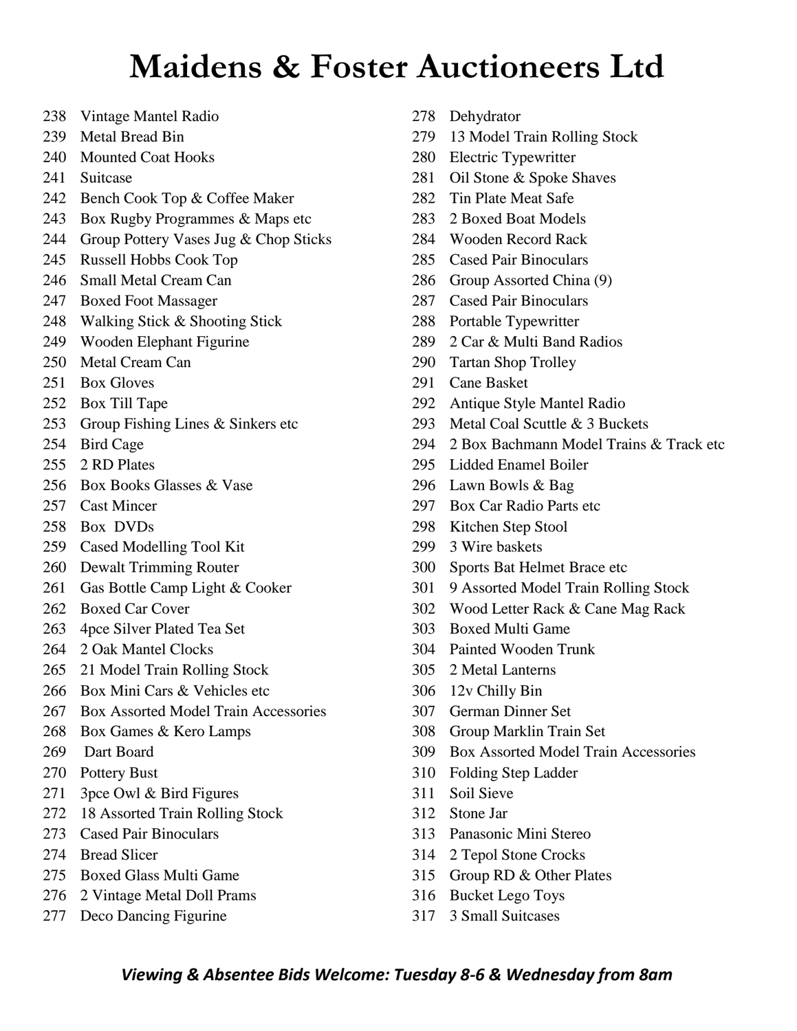# Maidens & Foster Auctioneers Ltd

238 Vintage Mantel Radio
239 Metal Bread Bin
240 Mounted Coat Hooks
241 Suitcase
242 Bench Cook Top & Coffee Maker
243 Box Rugby Programmes & Maps etc
244 Group Pottery Vases Jug & Chop Sticks
245 Russell Hobbs Cook Top
246 Small Metal Cream Can
247 Boxed Foot Massager
248 Walking Stick & Shooting Stick
249 Wooden Elephant Figurine
250 Metal Cream Can
251 Box Gloves
252 Box Till Tape
253 Group Fishing Lines & Sinkers etc
254 Bird Cage
255 2 RD Plates
256 Box Books Glasses & Vase
257 Cast Mincer
258 Box DVDs
259 Cased Modelling Tool Kit
260 Dewalt Trimming Router
261 Gas Bottle Camp Light & Cooker
262 Boxed Car Cover
263 4pce Silver Plated Tea Set
264 2 Oak Mantel Clocks
265 21 Model Train Rolling Stock
266 Box Mini Cars & Vehicles etc
267 Box Assorted Model Train Accessories
268 Box Games & Kero Lamps
269 Dart Board
270 Pottery Bust
271 3pce Owl & Bird Figures
272 18 Assorted Train Rolling Stock
273 Cased Pair Binoculars
274 Bread Slicer
275 Boxed Glass Multi Game
276 2 Vintage Metal Doll Prams
277 Deco Dancing Figurine
278 Dehydrator
279 13 Model Train Rolling Stock
280 Electric Typewritter
281 Oil Stone & Spoke Shaves
282 Tin Plate Meat Safe
283 2 Boxed Boat Models
284 Wooden Record Rack
285 Cased Pair Binoculars
286 Group Assorted China (9)
287 Cased Pair Binoculars
288 Portable Typewritter
289 2 Car & Multi Band Radios
290 Tartan Shop Trolley
291 Cane Basket
292 Antique Style Mantel Radio
293 Metal Coal Scuttle & 3 Buckets
294 2 Box Bachmann Model Trains & Track etc
295 Lidded Enamel Boiler
296 Lawn Bowls & Bag
297 Box Car Radio Parts etc
298 Kitchen Step Stool
299 3 Wire baskets
300 Sports Bat Helmet Brace etc
301 9 Assorted Model Train Rolling Stock
302 Wood Letter Rack & Cane Mag Rack
303 Boxed Multi Game
304 Painted Wooden Trunk
305 2 Metal Lanterns
306 12v Chilly Bin
307 German Dinner Set
308 Group Marklin Train Set
309 Box Assorted Model Train Accessories
310 Folding Step Ladder
311 Soil Sieve
312 Stone Jar
313 Panasonic Mini Stereo
314 2 Tepol Stone Crocks
315 Group RD & Other Plates
316 Bucket Lego Toys
317 3 Small Suitcases

***Viewing & Absentee Bids Welcome: Tuesday 8-6 & Wednesday from 8am***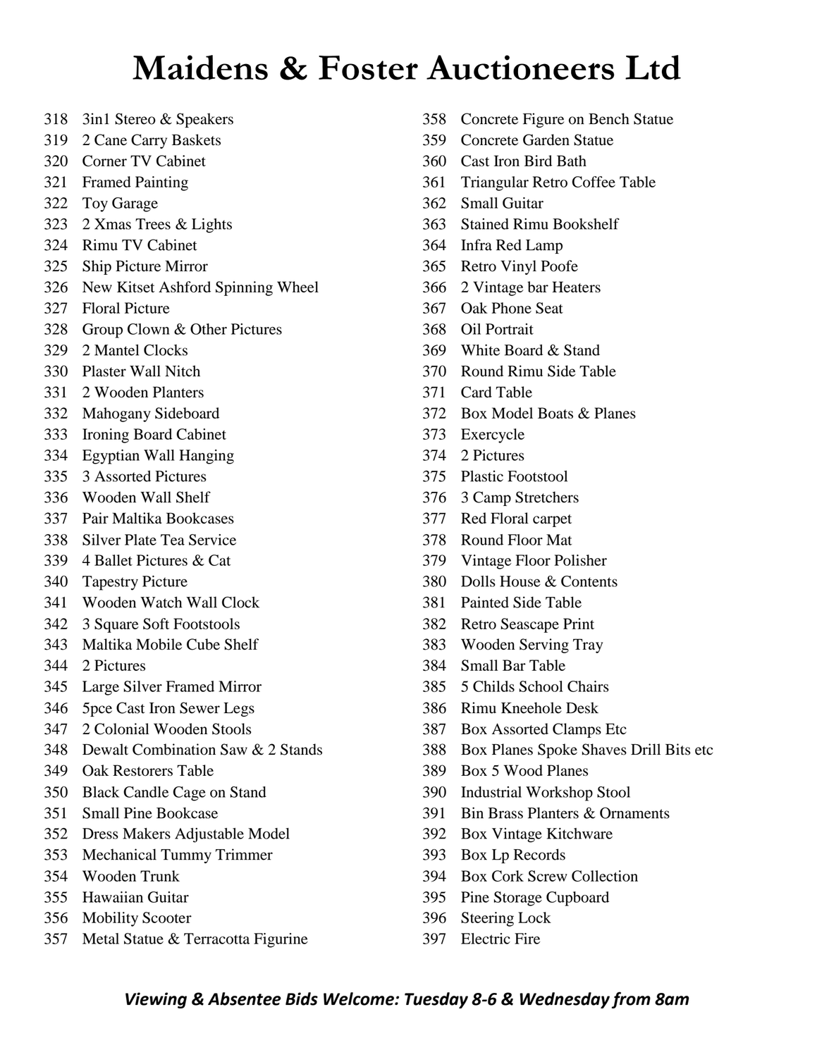# Maidens & Foster Auctioneers Ltd

318 3in1 Stereo & Speakers
319 2 Cane Carry Baskets
320 Corner TV Cabinet
321 Framed Painting
322 Toy Garage
323 2 Xmas Trees & Lights
324 Rimu TV Cabinet
325 Ship Picture Mirror
326 New Kitset Ashford Spinning Wheel
327 Floral Picture
328 Group Clown & Other Pictures
329 2 Mantel Clocks
330 Plaster Wall Nitch
331 2 Wooden Planters
332 Mahogany Sideboard
333 Ironing Board Cabinet
334 Egyptian Wall Hanging
335 3 Assorted Pictures
336 Wooden Wall Shelf
337 Pair Maltika Bookcases
338 Silver Plate Tea Service
339 4 Ballet Pictures & Cat
340 Tapestry Picture
341 Wooden Watch Wall Clock
342 3 Square Soft Footstools
343 Maltika Mobile Cube Shelf
344 2 Pictures
345 Large Silver Framed Mirror
346 5pce Cast Iron Sewer Legs
347 2 Colonial Wooden Stools
348 Dewalt Combination Saw & 2 Stands
349 Oak Restorers Table
350 Black Candle Cage on Stand
351 Small Pine Bookcase
352 Dress Makers Adjustable Model
353 Mechanical Tummy Trimmer
354 Wooden Trunk
355 Hawaiian Guitar
356 Mobility Scooter
357 Metal Statue & Terracotta Figurine
358 Concrete Figure on Bench Statue
359 Concrete Garden Statue
360 Cast Iron Bird Bath
361 Triangular Retro Coffee Table
362 Small Guitar
363 Stained Rimu Bookshelf
364 Infra Red Lamp
365 Retro Vinyl Poofe
366 2 Vintage bar Heaters
367 Oak Phone Seat
368 Oil Portrait
369 White Board & Stand
370 Round Rimu Side Table
371 Card Table
372 Box Model Boats & Planes
373 Exercycle
374 2 Pictures
375 Plastic Footstool
376 3 Camp Stretchers
377 Red Floral carpet
378 Round Floor Mat
379 Vintage Floor Polisher
380 Dolls House & Contents
381 Painted Side Table
382 Retro Seascape Print
383 Wooden Serving Tray
384 Small Bar Table
385 5 Childs School Chairs
386 Rimu Kneehole Desk
387 Box Assorted Clamps Etc
388 Box Planes Spoke Shaves Drill Bits etc
389 Box 5 Wood Planes
390 Industrial Workshop Stool
391 Bin Brass Planters & Ornaments
392 Box Vintage Kitchware
393 Box Lp Records
394 Box Cork Screw Collection
395 Pine Storage Cupboard
396 Steering Lock
397 Electric Fire

***Viewing & Absentee Bids Welcome: Tuesday 8-6 & Wednesday from 8am***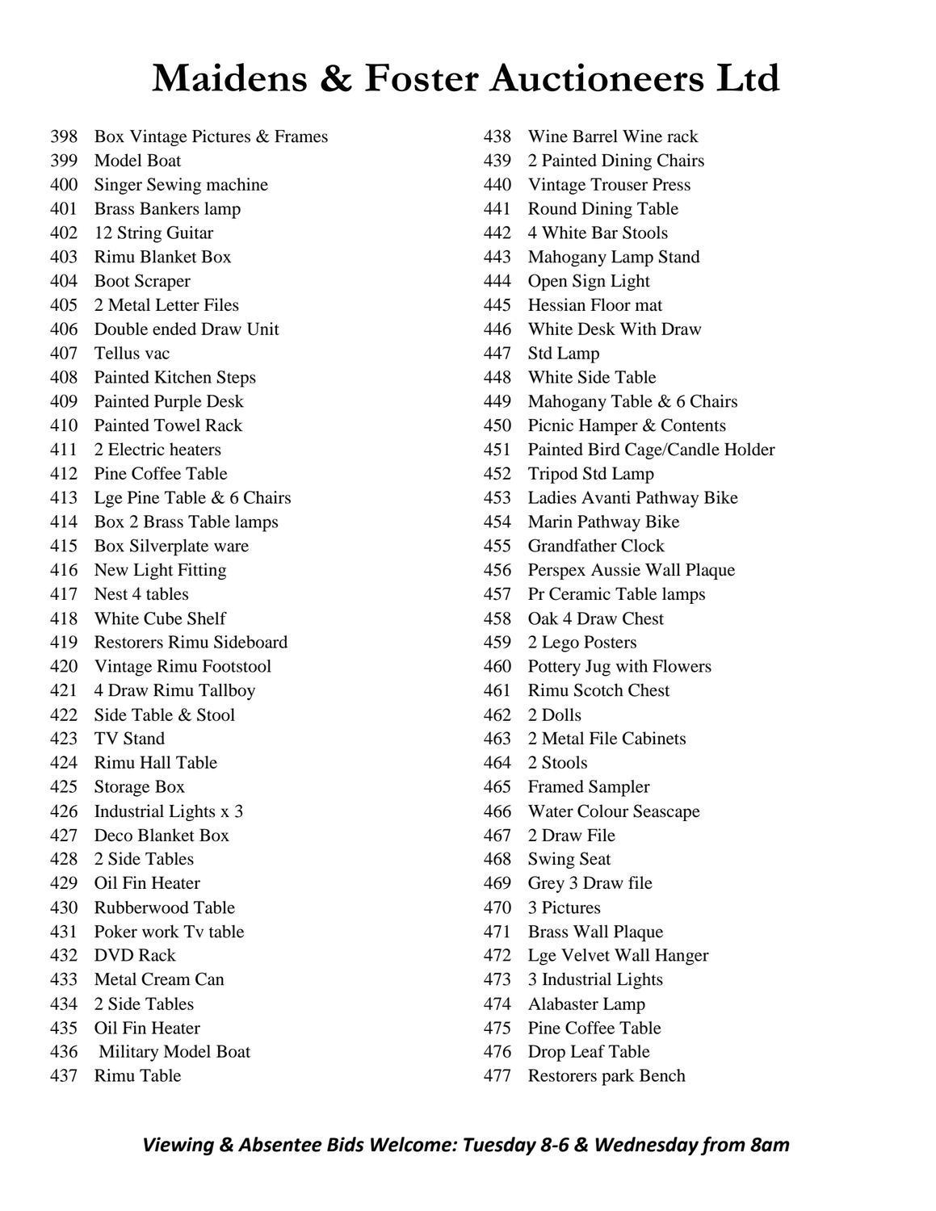# Maidens & Foster Auctioneers Ltd

398 Box Vintage Pictures & Frames
399 Model Boat
400 Singer Sewing machine
401 Brass Bankers lamp
402 12 String Guitar
403 Rimu Blanket Box
404 Boot Scraper
405 2 Metal Letter Files
406 Double ended Draw Unit
407 Tellus vac
408 Painted Kitchen Steps
409 Painted Purple Desk
410 Painted Towel Rack
411 2 Electric heaters
412 Pine Coffee Table
413 Lge Pine Table & 6 Chairs
414 Box 2 Brass Table lamps
415 Box Silverplate ware
416 New Light Fitting
417 Nest 4 tables
418 White Cube Shelf
419 Restorers Rimu Sideboard
420 Vintage Rimu Footstool
421 4 Draw Rimu Tallboy
422 Side Table & Stool
423 TV Stand
424 Rimu Hall Table
425 Storage Box
426 Industrial Lights x 3
427 Deco Blanket Box
428 2 Side Tables
429 Oil Fin Heater
430 Rubberwood Table
431 Poker work Tv table
432 DVD Rack
433 Metal Cream Can
434 2 Side Tables
435 Oil Fin Heater
436 Military Model Boat
437 Rimu Table
438 Wine Barrel Wine rack
439 2 Painted Dining Chairs
440 Vintage Trouser Press
441 Round Dining Table
442 4 White Bar Stools
443 Mahogany Lamp Stand
444 Open Sign Light
445 Hessian Floor mat
446 White Desk With Draw
447 Std Lamp
448 White Side Table
449 Mahogany Table & 6 Chairs
450 Picnic Hamper & Contents
451 Painted Bird Cage/Candle Holder
452 Tripod Std Lamp
453 Ladies Avanti Pathway Bike
454 Marin Pathway Bike
455 Grandfather Clock
456 Perspex Aussie Wall Plaque
457 Pr Ceramic Table lamps
458 Oak 4 Draw Chest
459 2 Lego Posters
460 Pottery Jug with Flowers
461 Rimu Scotch Chest
462 2 Dolls
463 2 Metal File Cabinets
464 2 Stools
465 Framed Sampler
466 Water Colour Seascape
467 2 Draw File
468 Swing Seat
469 Grey 3 Draw file
470 3 Pictures
471 Brass Wall Plaque
472 Lge Velvet Wall Hanger
473 3 Industrial Lights
474 Alabaster Lamp
475 Pine Coffee Table
476 Drop Leaf Table
477 Restorers park Bench

***Viewing & Absentee Bids Welcome: Tuesday 8-6 & Wednesday from 8am***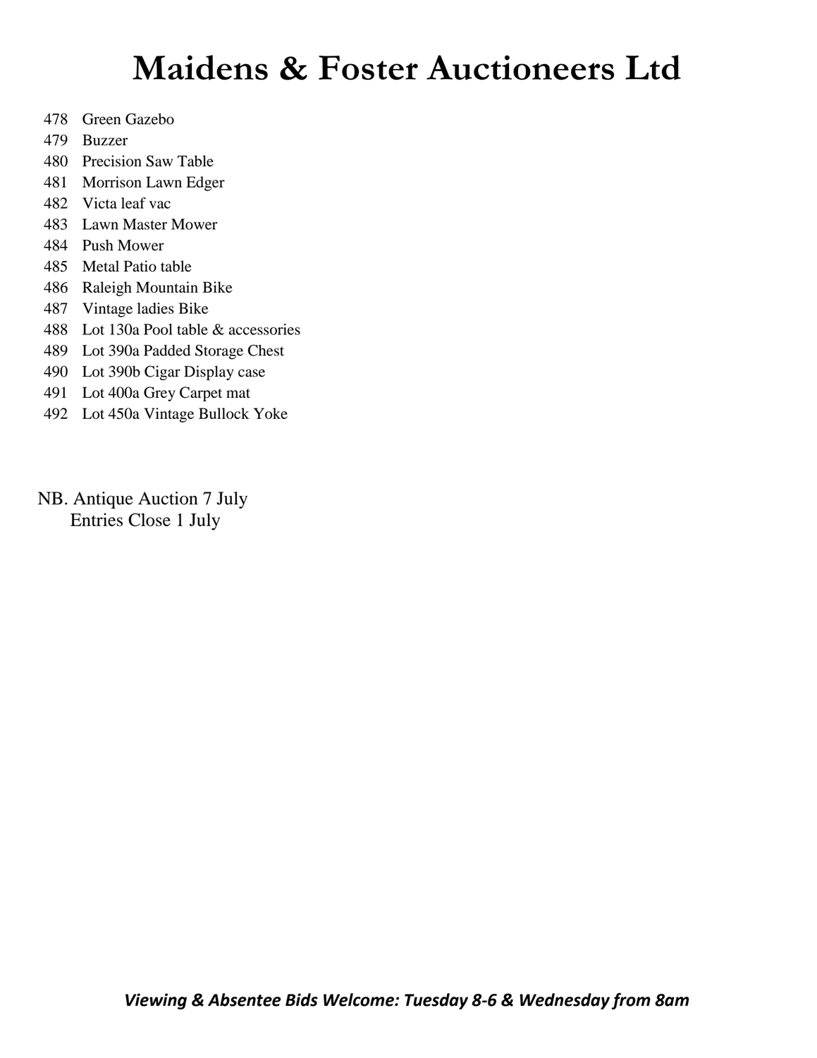478 Green Gazebo
479 Buzzer
480 Precision Saw Table
481 Morrison Lawn Edger
482 Victa leaf vac
483 Lawn Master Mower
484 Push Mower
485 Metal Patio table
486 Raleigh Mountain Bike
487 Vintage ladies Bike
488 Lot 130a Pool table & accessories
489 Lot 390a Padded Storage Chest
490 Lot 390b Cigar Display case
491 Lot 400a Grey Carpet mat
492 Lot 450a Vintage Bullock Yoke

NB. Antique Auction 7 July
Entries Close 1 July